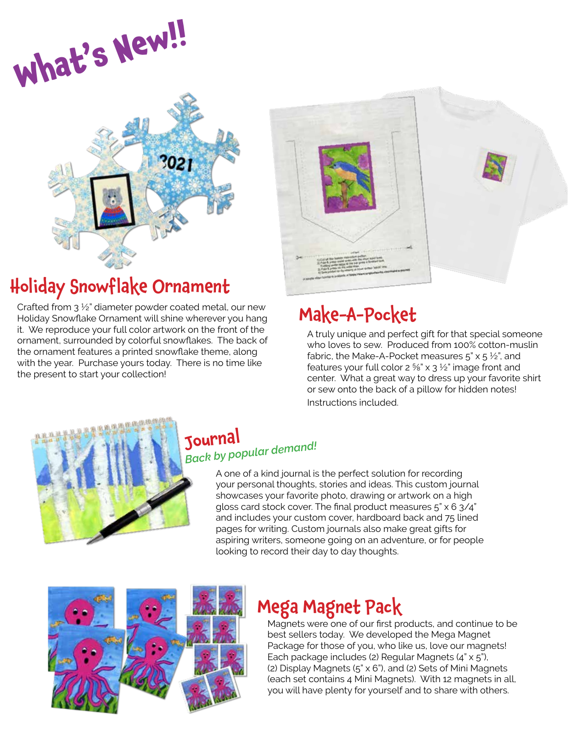# What's New!!

## Holiday Snowflake Ornament

Crafted from 3 ½" diameter powder coated metal, our new Holiday Snowflake Ornament will shine wherever you hang it. We reproduce your full color artwork on the front of the ornament, surrounded by colorful snowflakes. The back of the ornament features a printed snowflake theme, along with the year. Purchase yours today. There is no time like the present to start your collection!

## Make-A-Pocket

A truly unique and perfect gift for that special someone who loves to sew. Produced from 100% cotton-muslin fabric, the Make-A-Pocket measures 5" x 5 ½", and features your full color 2 ⅝" x 3 ½" image front and center. What a great way to dress up your favorite shirt or sew onto the back of a pillow for hidden notes! Instructions included.

## Journal

*Back by popular demand!*

A one of a kind journal is the perfect solution for recording your personal thoughts, stories and ideas. This custom journal showcases your favorite photo, drawing or artwork on a high gloss card stock cover. The final product measures 5" x 6 3/4" and includes your custom cover, hardboard back and 75 lined pages for writing. Custom journals also make great gifts for aspiring writers, someone going on an adventure, or for people looking to record their day to day thoughts.

## Mega Magnet Pack

Magnets were one of our first products, and continue to be best sellers today. We developed the Mega Magnet Package for those of you, who like us, love our magnets! Each package includes (2) Regular Magnets (4" x 5"), (2) Display Magnets (5" x 6"), and (2) Sets of Mini Magnets (each set contains 4 Mini Magnets). With 12 magnets in all, you will have plenty for yourself and to share with others.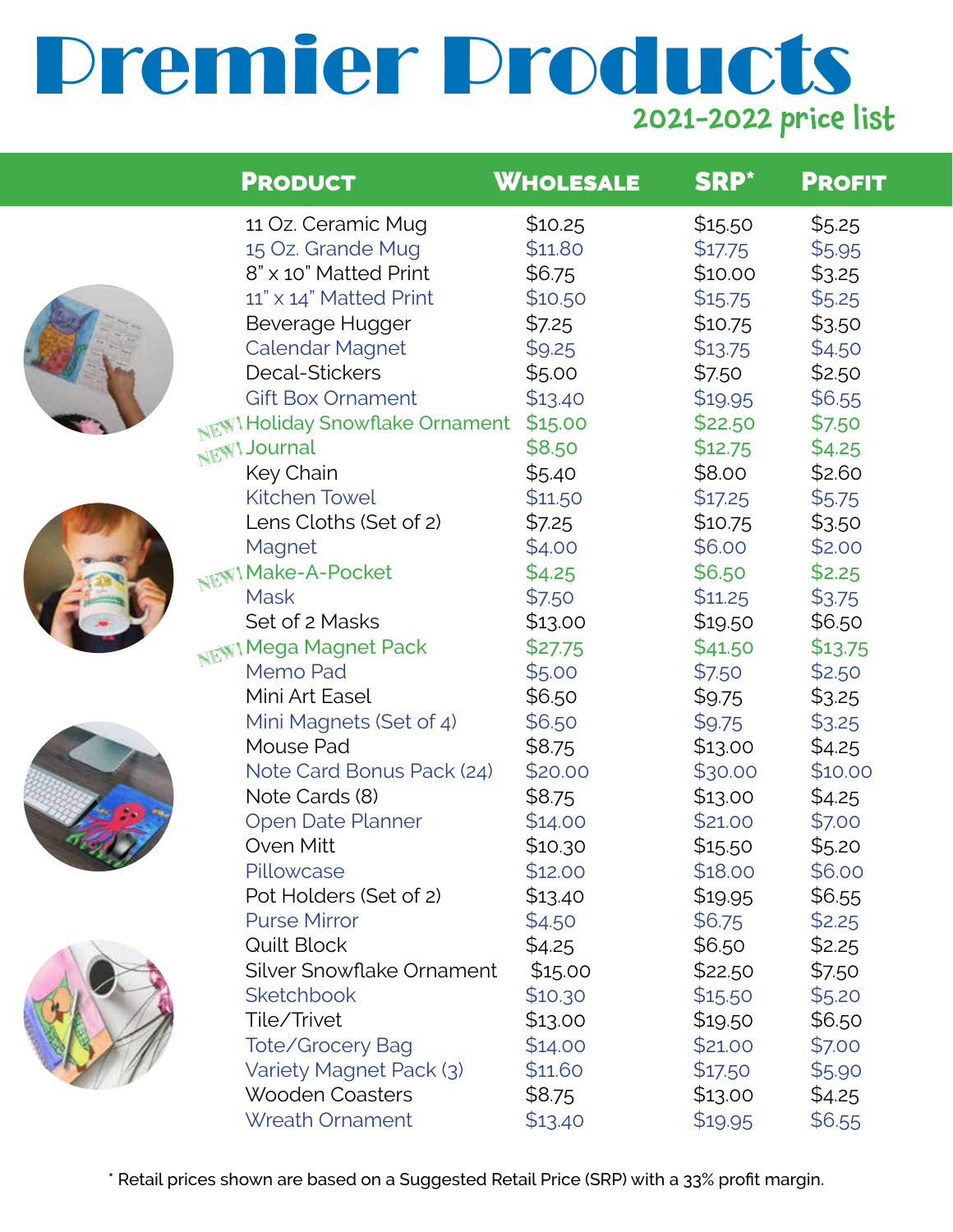# Premier Products

## 2021-2022 price list

| Product | Wholesale | SRP* | Profit |
|---|---|---|---|
| 11 Oz. Ceramic Mug | $10.25 | $15.50 | $5.25 |
| 15 Oz. Grande Mug | $11.80 | $17.75 | $5.95 |
| 8" x 10" Matted Print | $6.75 | $10.00 | $3.25 |
| 11" x 14" Matted Print | $10.50 | $15.75 | $5.25 |
| Beverage Hugger | $7.25 | $10.75 | $3.50 |
| Calendar Magnet | $9.25 | $13.75 | $4.50 |
| Decal-Stickers | $5.00 | $7.50 | $2.50 |
| Gift Box Ornament | $13.40 | $19.95 | $6.55 |
| NEW! Holiday Snowflake Ornament | $15.00 | $22.50 | $7.50 |
| NEW! Journal | $8.50 | $12.75 | $4.25 |
| Key Chain | $5.40 | $8.00 | $2.60 |
| Kitchen Towel | $11.50 | $17.25 | $5.75 |
| Lens Cloths (Set of 2) | $7.25 | $10.75 | $3.50 |
| Magnet | $4.00 | $6.00 | $2.00 |
| NEW! Make-A-Pocket | $4.25 | $6.50 | $2.25 |
| Mask | $7.50 | $11.25 | $3.75 |
| Set of 2 Masks | $13.00 | $19.50 | $6.50 |
| NEW! Mega Magnet Pack | $27.75 | $41.50 | $13.75 |
| Memo Pad | $5.00 | $7.50 | $2.50 |
| Mini Art Easel | $6.50 | $9.75 | $3.25 |
| Mini Magnets (Set of 4) | $6.50 | $9.75 | $3.25 |
| Mouse Pad | $8.75 | $13.00 | $4.25 |
| Note Card Bonus Pack (24) | $20.00 | $30.00 | $10.00 |
| Note Cards (8) | $8.75 | $13.00 | $4.25 |
| Open Date Planner | $14.00 | $21.00 | $7.00 |
| Oven Mitt | $10.30 | $15.50 | $5.20 |
| Pillowcase | $12.00 | $18.00 | $6.00 |
| Pot Holders (Set of 2) | $13.40 | $19.95 | $6.55 |
| Purse Mirror | $4.50 | $6.75 | $2.25 |
| Quilt Block | $4.25 | $6.50 | $2.25 |
| Silver Snowflake Ornament | $15.00 | $22.50 | $7.50 |
| Sketchbook | $10.30 | $15.50 | $5.20 |
| Tile/Trivet | $13.00 | $19.50 | $6.50 |
| Tote/Grocery Bag | $14.00 | $21.00 | $7.00 |
| Variety Magnet Pack (3) | $11.60 | $17.50 | $5.90 |
| Wooden Coasters | $8.75 | $13.00 | $4.25 |
| Wreath Ornament | $13.40 | $19.95 | $6.55 |

* Retail prices shown are based on a Suggested Retail Price (SRP) with a 33% profit margin.